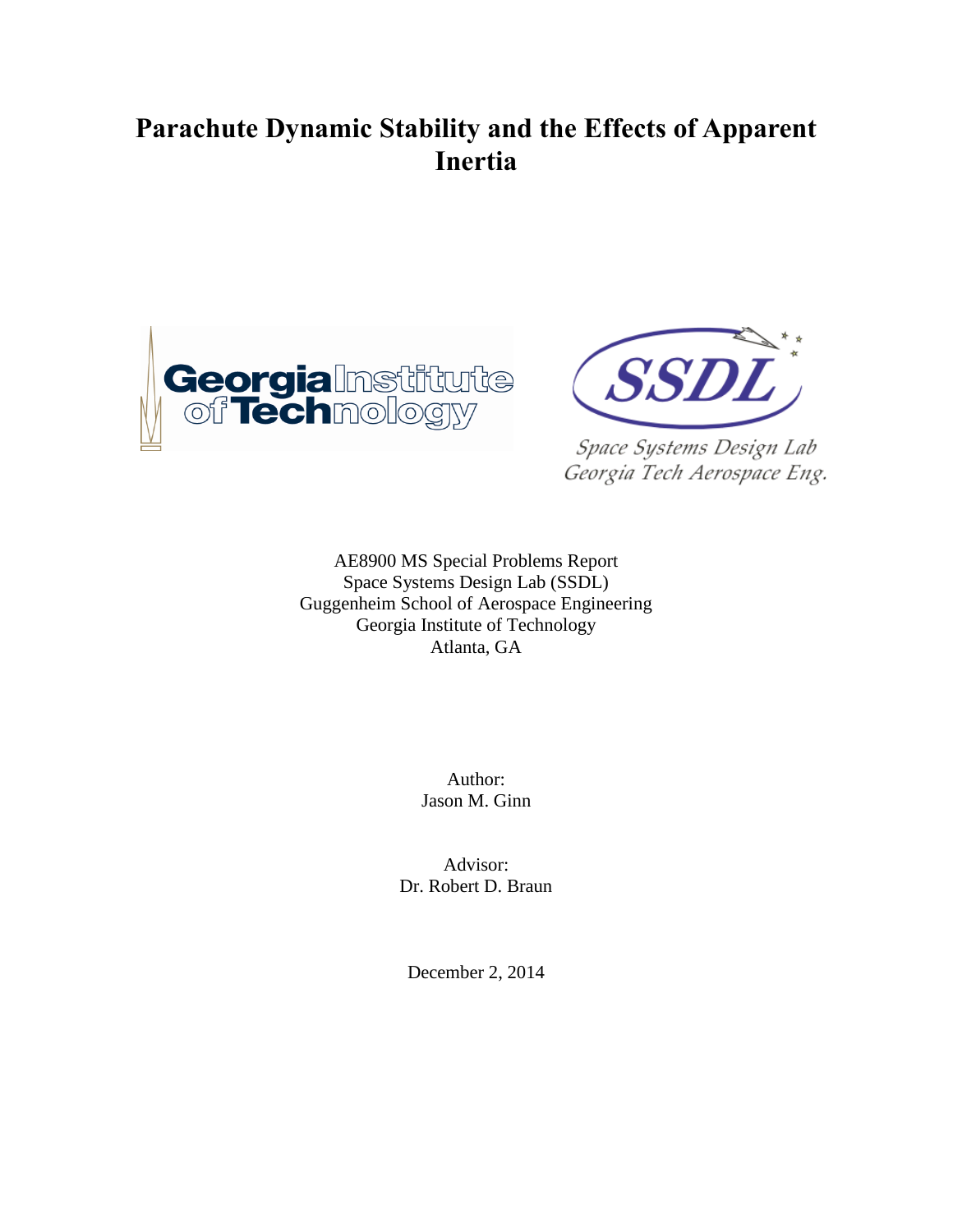# Parachute Dynamic Stability and the Effects of Apparent Inertia

AE8900 MS Special Problems Report
Space Systems Design Lab (SSDL)
Guggenheim School of Aerospace Engineering
Georgia Institute of Technology
Atlanta, GA

Author:
Jason M. Ginn

Advisor:
Dr. Robert D. Braun

December 2, 2014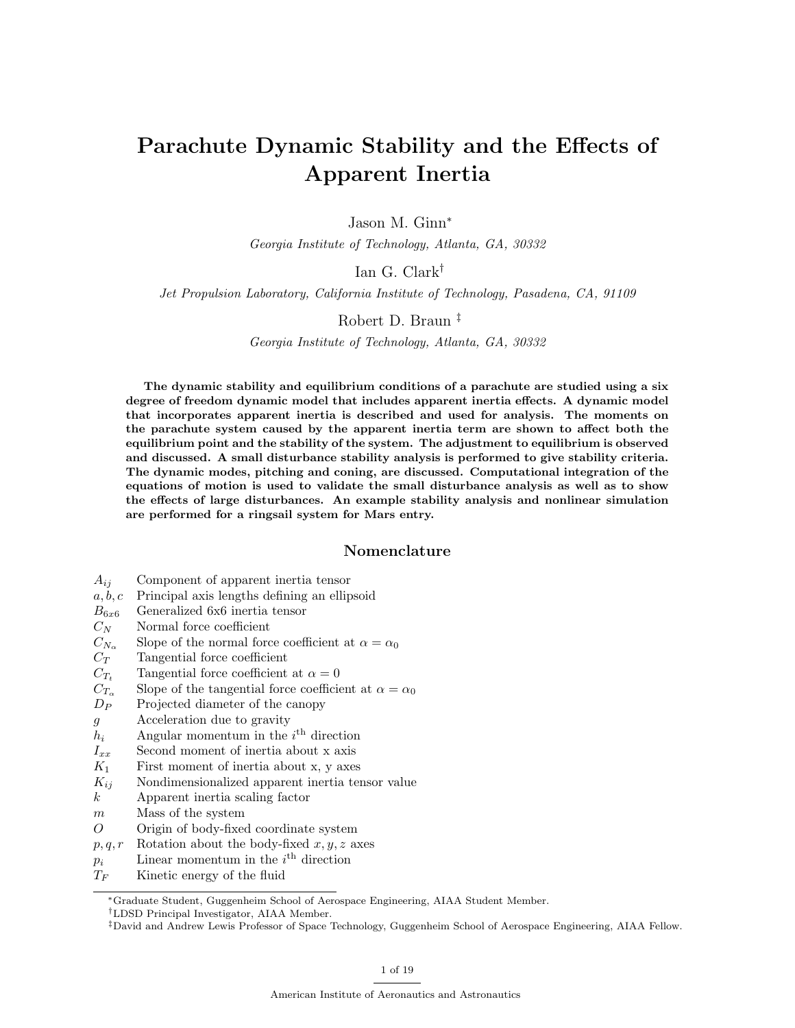# Parachute Dynamic Stability and the Effects of Apparent Inertia

Jason M. Ginn[*]

*Georgia Institute of Technology, Atlanta, GA, 30332*

Ian G. Clark[†]

*Jet Propulsion Laboratory, California Institute of Technology, Pasadena, CA, 91109*

Robert D. Braun[‡]

*Georgia Institute of Technology, Atlanta, GA, 30332*

**The dynamic stability and equilibrium conditions of a parachute are studied using a six degree of freedom dynamic model that includes apparent inertia effects. A dynamic model that incorporates apparent inertia is described and used for analysis. The moments on the parachute system caused by the apparent inertia term are shown to affect both the equilibrium point and the stability of the system. The adjustment to equilibrium is observed and discussed. A small disturbance stability analysis is performed to give stability criteria. The dynamic modes, pitching and coning, are discussed. Computational integration of the equations of motion is used to validate the small disturbance analysis as well as to show the effects of large disturbances. An example stability analysis and nonlinear simulation are performed for a ringsail system for Mars entry.**

## Nomenclature

| | |
|---|---|
| $A_{ij}$ | Component of apparent inertia tensor |
| $a, b, c$ | Principal axis lengths defining an ellipsoid |
| $B_{6x6}$ | Generalized 6x6 inertia tensor |
| $C_N$ | Normal force coefficient |
| $C_{N_\alpha}$ | Slope of the normal force coefficient at $\alpha = \alpha_0$ |
| $C_T$ | Tangential force coefficient |
| $C_{T_t}$ | Tangential force coefficient at $\alpha = 0$ |
| $C_{T_\alpha}$ | Slope of the tangential force coefficient at $\alpha = \alpha_0$ |
| $D_P$ | Projected diameter of the canopy |
| $g$ | Acceleration due to gravity |
| $h_i$ | Angular momentum in the $i^{\text{th}}$ direction |
| $I_{xx}$ | Second moment of inertia about x axis |
| $K_1$ | First moment of inertia about x, y axes |
| $K_{ij}$ | Nondimensionalized apparent inertia tensor value |
| $k$ | Apparent inertia scaling factor |
| $m$ | Mass of the system |
| $O$ | Origin of body-fixed coordinate system |
| $p, q, r$ | Rotation about the body-fixed $x, y, z$ axes |
| $p_i$ | Linear momentum in the $i^{\text{th}}$ direction |
| $T_F$ | Kinetic energy of the fluid |

[*] Graduate Student, Guggenheim School of Aerospace Engineering, AIAA Student Member.

[†] LDSD Principal Investigator, AIAA Member.

[‡] David and Andrew Lewis Professor of Space Technology, Guggenheim School of Aerospace Engineering, AIAA Fellow.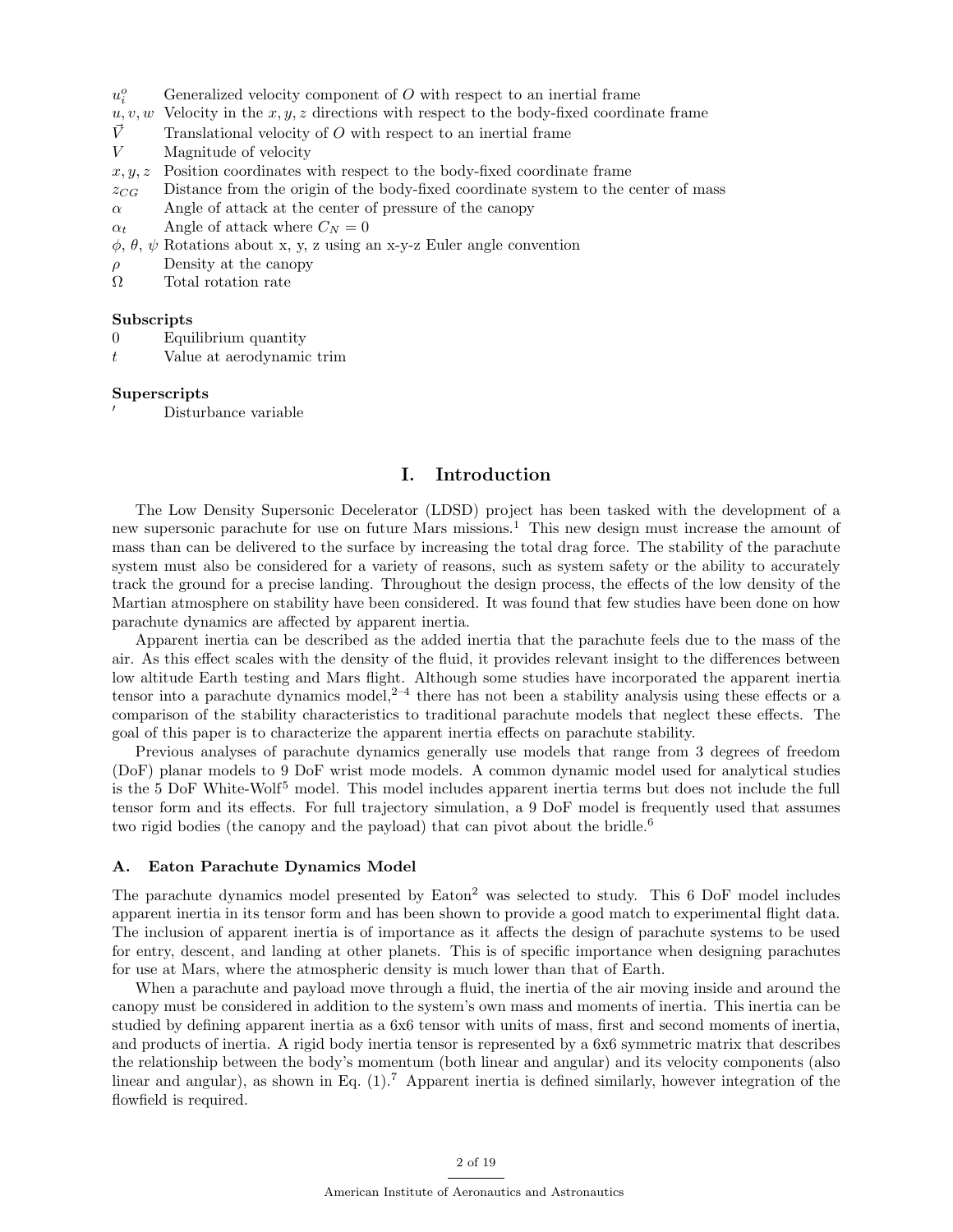| | |
|---|---|
| $u_i^o$ | Generalized velocity component of $O$ with respect to an inertial frame |
| $u, v, w$ | Velocity in the $x, y, z$ directions with respect to the body-fixed coordinate frame |
| $\vec{V}$ | Translational velocity of $O$ with respect to an inertial frame |
| $V$ | Magnitude of velocity |
| $x, y, z$ | Position coordinates with respect to the body-fixed coordinate frame |
| $z_{CG}$ | Distance from the origin of the body-fixed coordinate system to the center of mass |
| $\alpha$ | Angle of attack at the center of pressure of the canopy |
| $\alpha_t$ | Angle of attack where $C_N = 0$ |
| $\phi$, $\theta$, $\psi$ | Rotations about x, y, z using an x-y-z Euler angle convention |
| $\rho$ | Density at the canopy |
| $\Omega$ | Total rotation rate |

**Subscripts**

| | |
|---|---|
| $0$ | Equilibrium quantity |
| $t$ | Value at aerodynamic trim |

**Superscripts**

| | |
|---|---|
| $'$ | Disturbance variable |

# I. Introduction

The Low Density Supersonic Decelerator (LDSD) project has been tasked with the development of a new supersonic parachute for use on future Mars missions.[1] This new design must increase the amount of mass than can be delivered to the surface by increasing the total drag force. The stability of the parachute system must also be considered for a variety of reasons, such as system safety or the ability to accurately track the ground for a precise landing. Throughout the design process, the effects of the low density of the Martian atmosphere on stability have been considered. It was found that few studies have been done on how parachute dynamics are affected by apparent inertia.

Apparent inertia can be described as the added inertia that the parachute feels due to the mass of the air. As this effect scales with the density of the fluid, it provides relevant insight to the differences between low altitude Earth testing and Mars flight. Although some studies have incorporated the apparent inertia tensor into a parachute dynamics model,[2–4] there has not been a stability analysis using these effects or a comparison of the stability characteristics to traditional parachute models that neglect these effects. The goal of this paper is to characterize the apparent inertia effects on parachute stability.

Previous analyses of parachute dynamics generally use models that range from 3 degrees of freedom (DoF) planar models to 9 DoF wrist mode models. A common dynamic model used for analytical studies is the 5 DoF White-Wolf[5] model. This model includes apparent inertia terms but does not include the full tensor form and its effects. For full trajectory simulation, a 9 DoF model is frequently used that assumes two rigid bodies (the canopy and the payload) that can pivot about the bridle.[6]

### A. Eaton Parachute Dynamics Model

The parachute dynamics model presented by Eaton[2] was selected to study. This 6 DoF model includes apparent inertia in its tensor form and has been shown to provide a good match to experimental flight data. The inclusion of apparent inertia is of importance as it affects the design of parachute systems to be used for entry, descent, and landing at other planets. This is of specific importance when designing parachutes for use at Mars, where the atmospheric density is much lower than that of Earth.

When a parachute and payload move through a fluid, the inertia of the air moving inside and around the canopy must be considered in addition to the system's own mass and moments of inertia. This inertia can be studied by defining apparent inertia as a 6x6 tensor with units of mass, first and second moments of inertia, and products of inertia. A rigid body inertia tensor is represented by a 6x6 symmetric matrix that describes the relationship between the body's momentum (both linear and angular) and its velocity components (also linear and angular), as shown in Eq. (1).[7] Apparent inertia is defined similarly, however integration of the flowfield is required.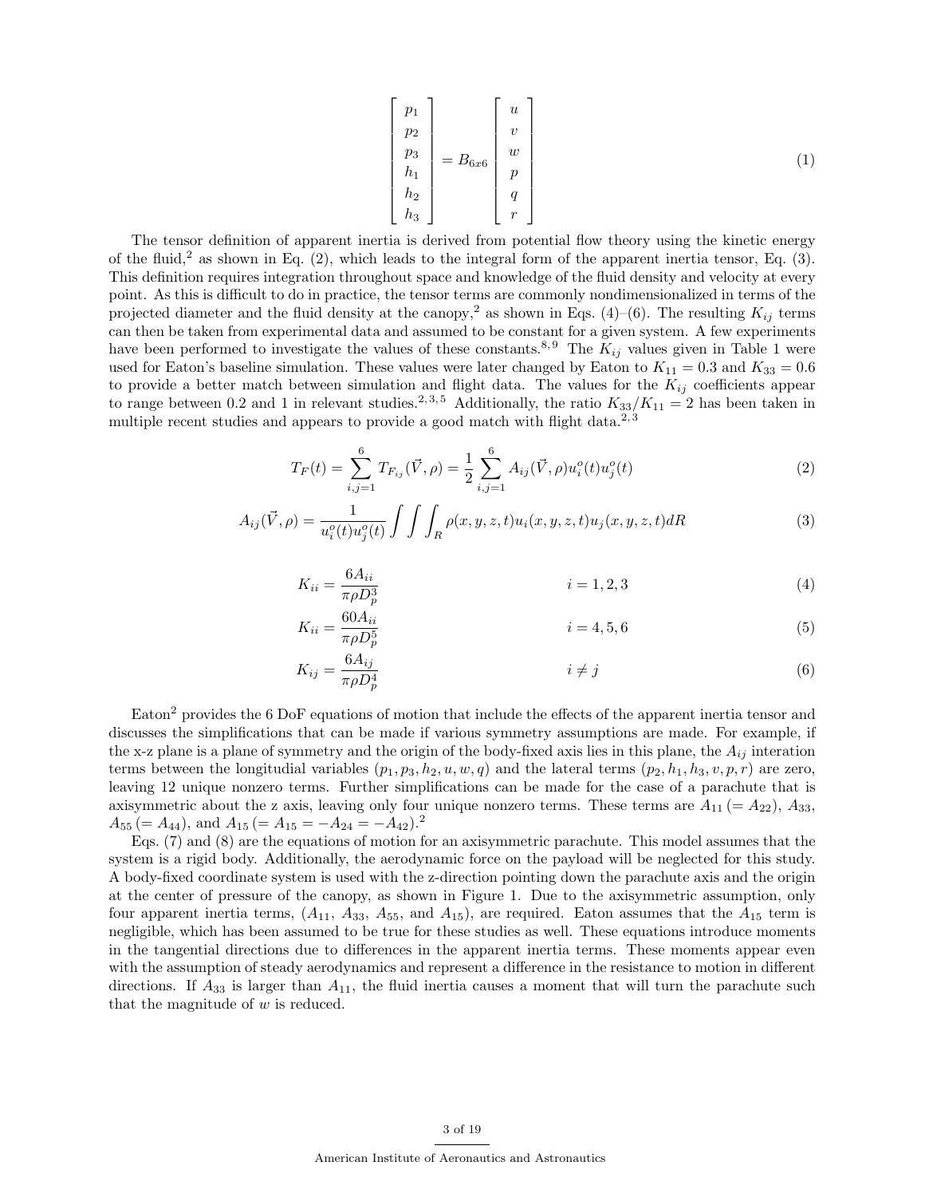$$
\begin{bmatrix} p_1 \\ p_2 \\ p_3 \\ h_1 \\ h_2 \\ h_3 \end{bmatrix} = B_{6x6} \begin{bmatrix} u \\ v \\ w \\ p \\ q \\ r \end{bmatrix} \tag{1}
$$

The tensor definition of apparent inertia is derived from potential flow theory using the kinetic energy of the fluid,[2] as shown in Eq. (2), which leads to the integral form of the apparent inertia tensor, Eq. (3). This definition requires integration throughout space and knowledge of the fluid density and velocity at every point. As this is difficult to do in practice, the tensor terms are commonly nondimensionalized in terms of the projected diameter and the fluid density at the canopy,[2] as shown in Eqs. (4)–(6). The resulting $K_{ij}$ terms can then be taken from experimental data and assumed to be constant for a given system. A few experiments have been performed to investigate the values of these constants.[8,9] The $K_{ij}$ values given in Table 1 were used for Eaton's baseline simulation. These values were later changed by Eaton to $K_{11} = 0.3$ and $K_{33} = 0.6$ to provide a better match between simulation and flight data. The values for the $K_{ij}$ coefficients appear to range between 0.2 and 1 in relevant studies.[2,3,5] Additionally, the ratio $K_{33}/K_{11} = 2$ has been taken in multiple recent studies and appears to provide a good match with flight data.[2,3]

$$
T_F(t) = \sum_{i,j=1}^{6} T_{F_{ij}}(\vec{V}, \rho) = \frac{1}{2} \sum_{i,j=1}^{6} A_{ij}(\vec{V}, \rho) u_i^o(t) u_j^o(t) \tag{2}
$$

$$
A_{ij}(\vec{V}, \rho) = \frac{1}{u_i^o(t) u_j^o(t)} \int \int \int_R \rho(x, y, z, t) u_i(x, y, z, t) u_j(x, y, z, t) dR \tag{3}
$$

$$
K_{ii} = \frac{6A_{ii}}{\pi \rho D_p^3} \qquad i = 1, 2, 3 \tag{4}
$$

$$
K_{ii} = \frac{60A_{ii}}{\pi \rho D_p^5} \qquad i = 4, 5, 6 \tag{5}
$$

$$
K_{ij} = \frac{6A_{ij}}{\pi \rho D_p^4} \qquad i \neq j \tag{6}
$$

Eaton[2] provides the 6 DoF equations of motion that include the effects of the apparent inertia tensor and discusses the simplifications that can be made if various symmetry assumptions are made. For example, if the x-z plane is a plane of symmetry and the origin of the body-fixed axis lies in this plane, the $A_{ij}$ interation terms between the longitudial variables $(p_1, p_3, h_2, u, w, q)$ and the lateral terms $(p_2, h_1, h_3, v, p, r)$ are zero, leaving 12 unique nonzero terms. Further simplifications can be made for the case of a parachute that is axisymmetric about the z axis, leaving only four unique nonzero terms. These terms are $A_{11}$ $(= A_{22})$, $A_{33}$, $A_{55}$ $(= A_{44})$, and $A_{15}$ $(= A_{15} = -A_{24} = -A_{42})$.[2]

Eqs. (7) and (8) are the equations of motion for an axisymmetric parachute. This model assumes that the system is a rigid body. Additionally, the aerodynamic force on the payload will be neglected for this study. A body-fixed coordinate system is used with the z-direction pointing down the parachute axis and the origin at the center of pressure of the canopy, as shown in Figure 1. Due to the axisymmetric assumption, only four apparent inertia terms, ($A_{11}$, $A_{33}$, $A_{55}$, and $A_{15}$), are required. Eaton assumes that the $A_{15}$ term is negligible, which has been assumed to be true for these studies as well. These equations introduce moments in the tangential directions due to differences in the apparent inertia terms. These moments appear even with the assumption of steady aerodynamics and represent a difference in the resistance to motion in different directions. If $A_{33}$ is larger than $A_{11}$, the fluid inertia causes a moment that will turn the parachute such that the magnitude of $w$ is reduced.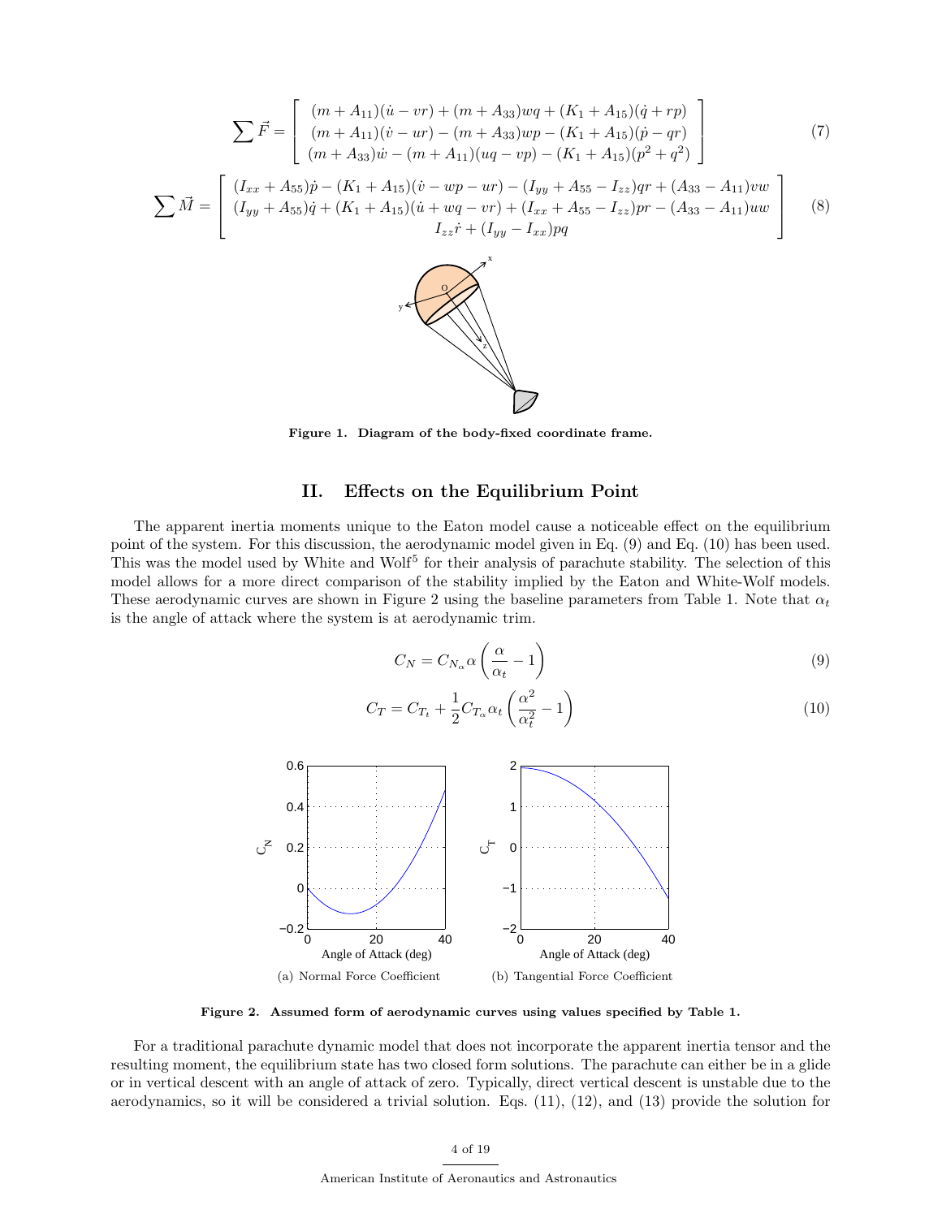$$\sum \vec{F} = \begin{bmatrix} (m + A_{11})(\dot{u} - vr) + (m + A_{33})wq + (K_1 + A_{15})(\dot{q} + rp) \\ (m + A_{11})(\dot{v} - ur) - (m + A_{33})wp - (K_1 + A_{15})(\dot{p} - qr) \\ (m + A_{33})\dot{w} - (m + A_{11})(uq - vp) - (K_1 + A_{15})(p^2 + q^2) \end{bmatrix} \tag{7}$$

$$\sum \vec{M} = \begin{bmatrix} (I_{xx} + A_{55})\dot{p} - (K_1 + A_{15})(\dot{v} - wp - ur) - (I_{yy} + A_{55} - I_{zz})qr + (A_{33} - A_{11})vw \\ (I_{yy} + A_{55})\dot{q} + (K_1 + A_{15})(\dot{u} + wq - vr) + (I_{xx} + A_{55} - I_{zz})pr - (A_{33} - A_{11})uw \\ I_{zz}\dot{r} + (I_{yy} - I_{xx})pq \end{bmatrix} \tag{8}$$

**Figure 1. Diagram of the body-fixed coordinate frame.**

## II. Effects on the Equilibrium Point

The apparent inertia moments unique to the Eaton model cause a noticeable effect on the equilibrium point of the system. For this discussion, the aerodynamic model given in Eq. (9) and Eq. (10) has been used. This was the model used by White and Wolf[5] for their analysis of parachute stability. The selection of this model allows for a more direct comparison of the stability implied by the Eaton and White-Wolf models. These aerodynamic curves are shown in Figure 2 using the baseline parameters from Table 1. Note that $\alpha_t$ is the angle of attack where the system is at aerodynamic trim.

$$C_N = C_{N_\alpha}\alpha\left(\frac{\alpha}{\alpha_t} - 1\right) \tag{9}$$

$$C_T = C_{T_t} + \frac{1}{2}C_{T_\alpha}\alpha_t\left(\frac{\alpha^2}{\alpha_t^2} - 1\right) \tag{10}$$

(a) Normal Force Coefficient

(b) Tangential Force Coefficient

**Figure 2. Assumed form of aerodynamic curves using values specified by Table 1.**

For a traditional parachute dynamic model that does not incorporate the apparent inertia tensor and the resulting moment, the equilibrium state has two closed form solutions. The parachute can either be in a glide or in vertical descent with an angle of attack of zero. Typically, direct vertical descent is unstable due to the aerodynamics, so it will be considered a trivial solution. Eqs. (11), (12), and (13) provide the solution for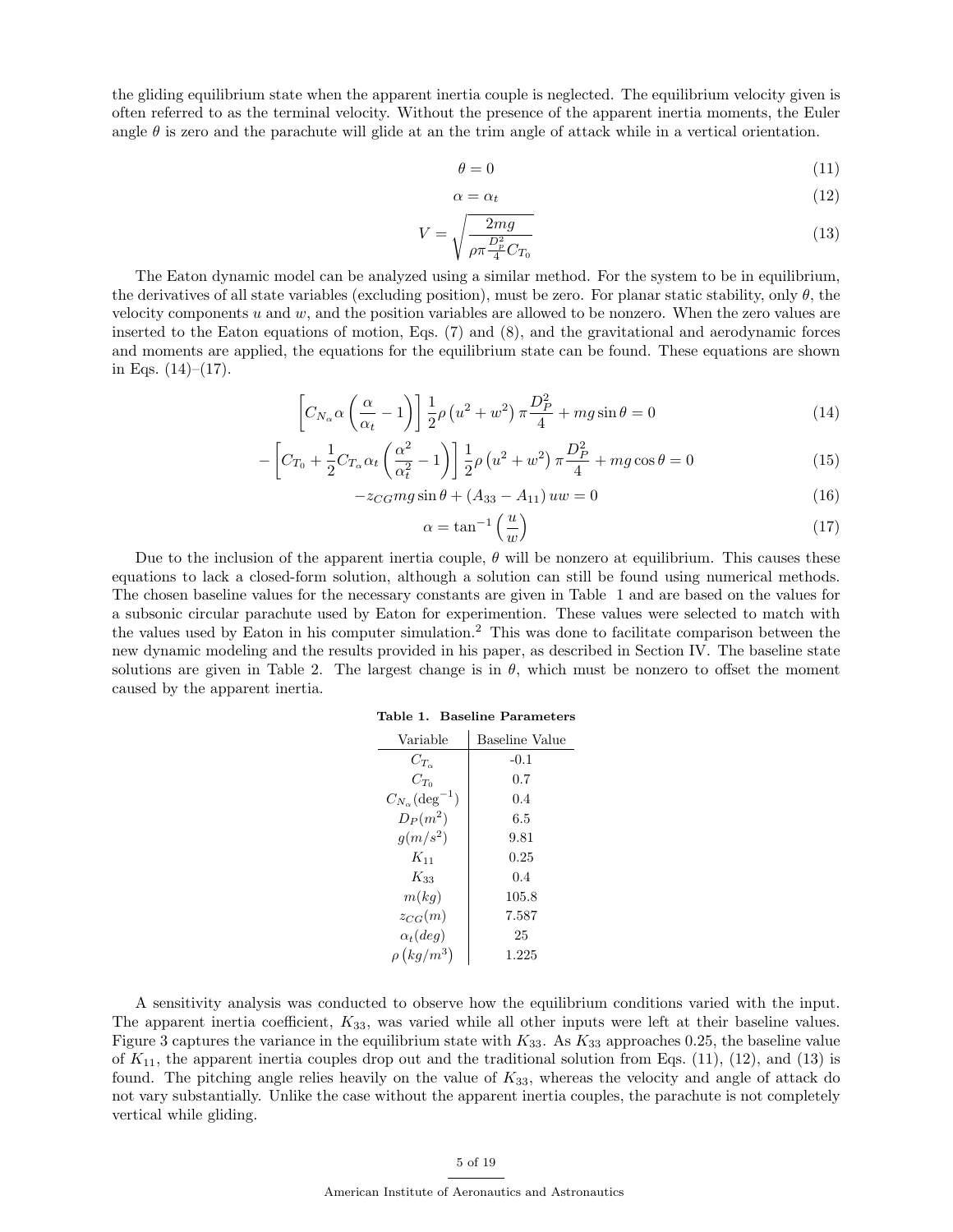the gliding equilibrium state when the apparent inertia couple is neglected. The equilibrium velocity given is often referred to as the terminal velocity. Without the presence of the apparent inertia moments, the Euler angle $\theta$ is zero and the parachute will glide at an the trim angle of attack while in a vertical orientation.

$$\theta = 0 \tag{11}$$

$$\alpha = \alpha_t \tag{12}$$

$$V = \sqrt{\frac{2mg}{\rho \pi \frac{D_p^2}{4} C_{T_0}}} \tag{13}$$

The Eaton dynamic model can be analyzed using a similar method. For the system to be in equilibrium, the derivatives of all state variables (excluding position), must be zero. For planar static stability, only $\theta$, the velocity components $u$ and $w$, and the position variables are allowed to be nonzero. When the zero values are inserted to the Eaton equations of motion, Eqs. (7) and (8), and the gravitational and aerodynamic forces and moments are applied, the equations for the equilibrium state can be found. These equations are shown in Eqs. (14)–(17).

$$\left[C_{N_\alpha} \alpha \left(\frac{\alpha}{\alpha_t} - 1\right)\right] \frac{1}{2} \rho \left(u^2 + w^2\right) \pi \frac{D_P^2}{4} + mg \sin\theta = 0 \tag{14}$$

$$-\left[C_{T_0} + \frac{1}{2} C_{T_\alpha} \alpha_t \left(\frac{\alpha^2}{\alpha_t^2} - 1\right)\right] \frac{1}{2} \rho \left(u^2 + w^2\right) \pi \frac{D_P^2}{4} + mg \cos\theta = 0 \tag{15}$$

$$-z_{CG} mg \sin\theta + \left(A_{33} - A_{11}\right) uw = 0 \tag{16}$$

$$\alpha = \tan^{-1}\left(\frac{u}{w}\right) \tag{17}$$

Due to the inclusion of the apparent inertia couple, $\theta$ will be nonzero at equilibrium. This causes these equations to lack a closed-form solution, although a solution can still be found using numerical methods. The chosen baseline values for the necessary constants are given in Table 1 and are based on the values for a subsonic circular parachute used by Eaton for experimention. These values were selected to match with the values used by Eaton in his computer simulation.[2] This was done to facilitate comparison between the new dynamic modeling and the results provided in his paper, as described in Section IV. The baseline state solutions are given in Table 2. The largest change is in $\theta$, which must be nonzero to offset the moment caused by the apparent inertia.

**Table 1. Baseline Parameters**

| Variable | Baseline Value |
|---|---|
| $C_{T_\alpha}$ | -0.1 |
| $C_{T_0}$ | 0.7 |
| $C_{N_\alpha}(\text{deg}^{-1})$ | 0.4 |
| $D_P(m^2)$ | 6.5 |
| $g(m/s^2)$ | 9.81 |
| $K_{11}$ | 0.25 |
| $K_{33}$ | 0.4 |
| $m(kg)$ | 105.8 |
| $z_{CG}(m)$ | 7.587 |
| $\alpha_t(deg)$ | 25 |
| $\rho\left(kg/m^3\right)$ | 1.225 |

A sensitivity analysis was conducted to observe how the equilibrium conditions varied with the input. The apparent inertia coefficient, $K_{33}$, was varied while all other inputs were left at their baseline values. Figure 3 captures the variance in the equilibrium state with $K_{33}$. As $K_{33}$ approaches 0.25, the baseline value of $K_{11}$, the apparent inertia couples drop out and the traditional solution from Eqs. (11), (12), and (13) is found. The pitching angle relies heavily on the value of $K_{33}$, whereas the velocity and angle of attack do not vary substantially. Unlike the case without the apparent inertia couples, the parachute is not completely vertical while gliding.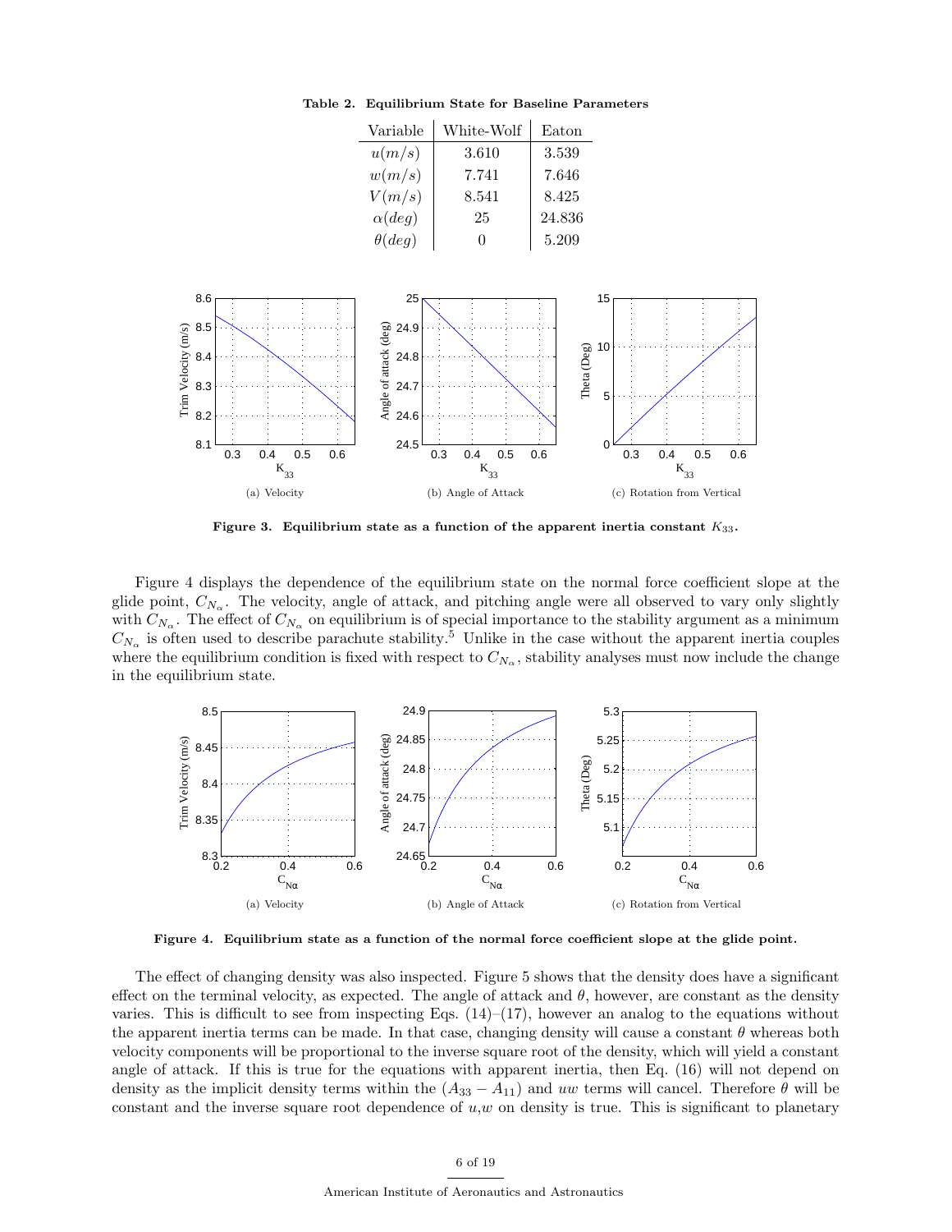**Table 2. Equilibrium State for Baseline Parameters**

| Variable | White-Wolf | Eaton |
|---|---|---|
| $u(m/s)$ | 3.610 | 3.539 |
| $w(m/s)$ | 7.741 | 7.646 |
| $V(m/s)$ | 8.541 | 8.425 |
| $\alpha(deg)$ | 25 | 24.836 |
| $\theta(deg)$ | 0 | 5.209 |

(a) Velocity

(b) Angle of Attack

(c) Rotation from Vertical

**Figure 3. Equilibrium state as a function of the apparent inertia constant $K_{33}$.**

Figure 4 displays the dependence of the equilibrium state on the normal force coefficient slope at the glide point, $C_{N_\alpha}$. The velocity, angle of attack, and pitching angle were all observed to vary only slightly with $C_{N_\alpha}$. The effect of $C_{N_\alpha}$ on equilibrium is of special importance to the stability argument as a minimum $C_{N_\alpha}$ is often used to describe parachute stability.[5] Unlike in the case without the apparent inertia couples where the equilibrium condition is fixed with respect to $C_{N_\alpha}$, stability analyses must now include the change in the equilibrium state.

(a) Velocity

(b) Angle of Attack

(c) Rotation from Vertical

**Figure 4. Equilibrium state as a function of the normal force coefficient slope at the glide point.**

The effect of changing density was also inspected. Figure 5 shows that the density does have a significant effect on the terminal velocity, as expected. The angle of attack and $\theta$, however, are constant as the density varies. This is difficult to see from inspecting Eqs. (14)–(17), however an analog to the equations without the apparent inertia terms can be made. In that case, changing density will cause a constant $\theta$ whereas both velocity components will be proportional to the inverse square root of the density, which will yield a constant angle of attack. If this is true for the equations with apparent inertia, then Eq. (16) will not depend on density as the implicit density terms within the $(A_{33} - A_{11})$ and $uw$ terms will cancel. Therefore $\theta$ will be constant and the inverse square root dependence of $u$,$w$ on density is true. This is significant to planetary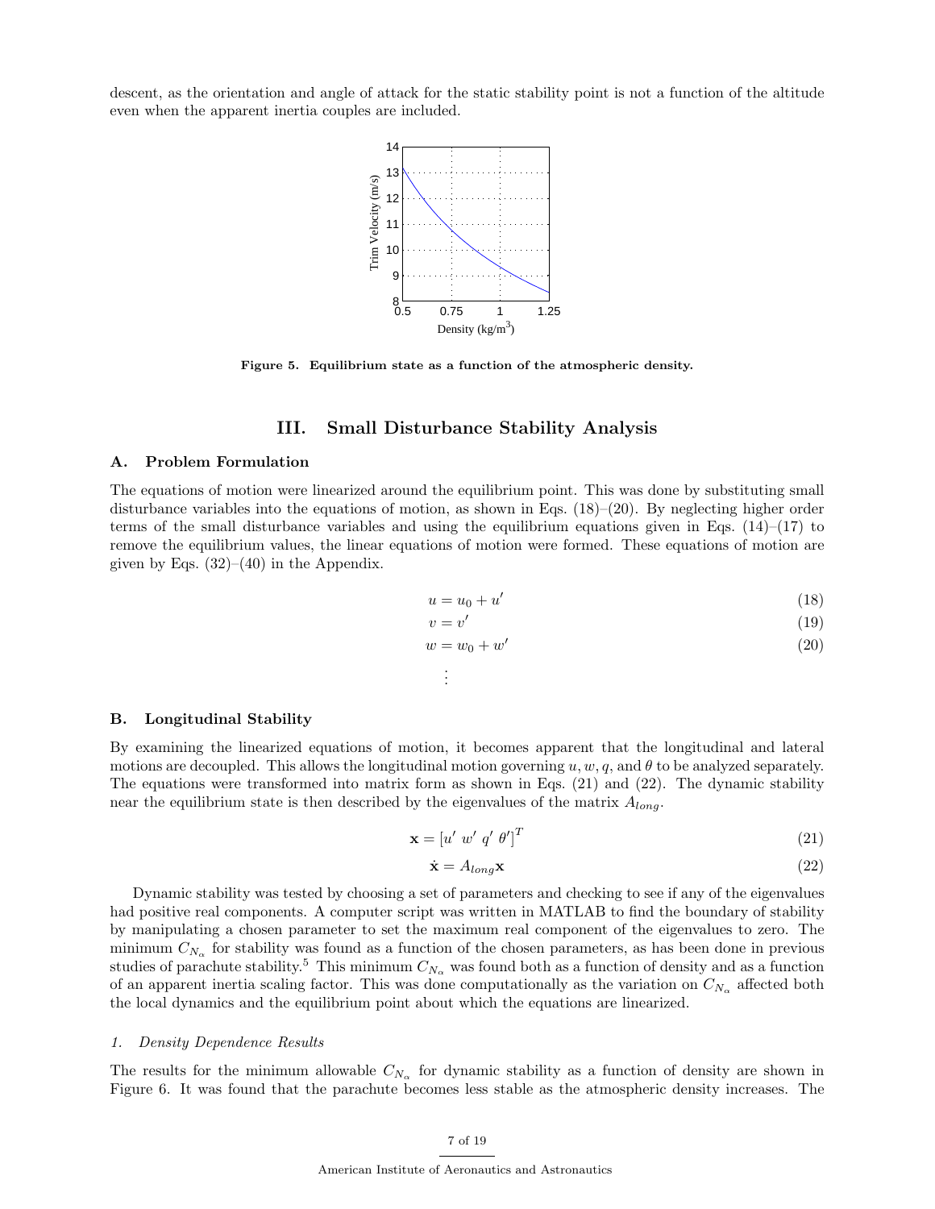descent, as the orientation and angle of attack for the static stability point is not a function of the altitude even when the apparent inertia couples are included.

**Figure 5. Equilibrium state as a function of the atmospheric density.**

## III. Small Disturbance Stability Analysis

### A. Problem Formulation

The equations of motion were linearized around the equilibrium point. This was done by substituting small disturbance variables into the equations of motion, as shown in Eqs. (18)–(20). By neglecting higher order terms of the small disturbance variables and using the equilibrium equations given in Eqs. (14)–(17) to remove the equilibrium values, the linear equations of motion were formed. These equations of motion are given by Eqs. (32)–(40) in the Appendix.

$$u = u_0 + u' \tag{18}$$

$$v = v' \tag{19}$$

$$w = w_0 + w' \tag{20}$$

$$\vdots$$

### B. Longitudinal Stability

By examining the linearized equations of motion, it becomes apparent that the longitudinal and lateral motions are decoupled. This allows the longitudinal motion governing $u, w, q$, and $\theta$ to be analyzed separately. The equations were transformed into matrix form as shown in Eqs. (21) and (22). The dynamic stability near the equilibrium state is then described by the eigenvalues of the matrix $A_{long}$.

$$\mathbf{x} = [u' \ w' \ q' \ \theta']^T \tag{21}$$

$$\dot{\mathbf{x}} = A_{long}\mathbf{x} \tag{22}$$

Dynamic stability was tested by choosing a set of parameters and checking to see if any of the eigenvalues had positive real components. A computer script was written in MATLAB to find the boundary of stability by manipulating a chosen parameter to set the maximum real component of the eigenvalues to zero. The minimum $C_{N_\alpha}$ for stability was found as a function of the chosen parameters, as has been done in previous studies of parachute stability.[5] This minimum $C_{N_\alpha}$ was found both as a function of density and as a function of an apparent inertia scaling factor. This was done computationally as the variation on $C_{N_\alpha}$ affected both the local dynamics and the equilibrium point about which the equations are linearized.

#### *1. Density Dependence Results*

The results for the minimum allowable $C_{N_\alpha}$ for dynamic stability as a function of density are shown in Figure 6. It was found that the parachute becomes less stable as the atmospheric density increases. The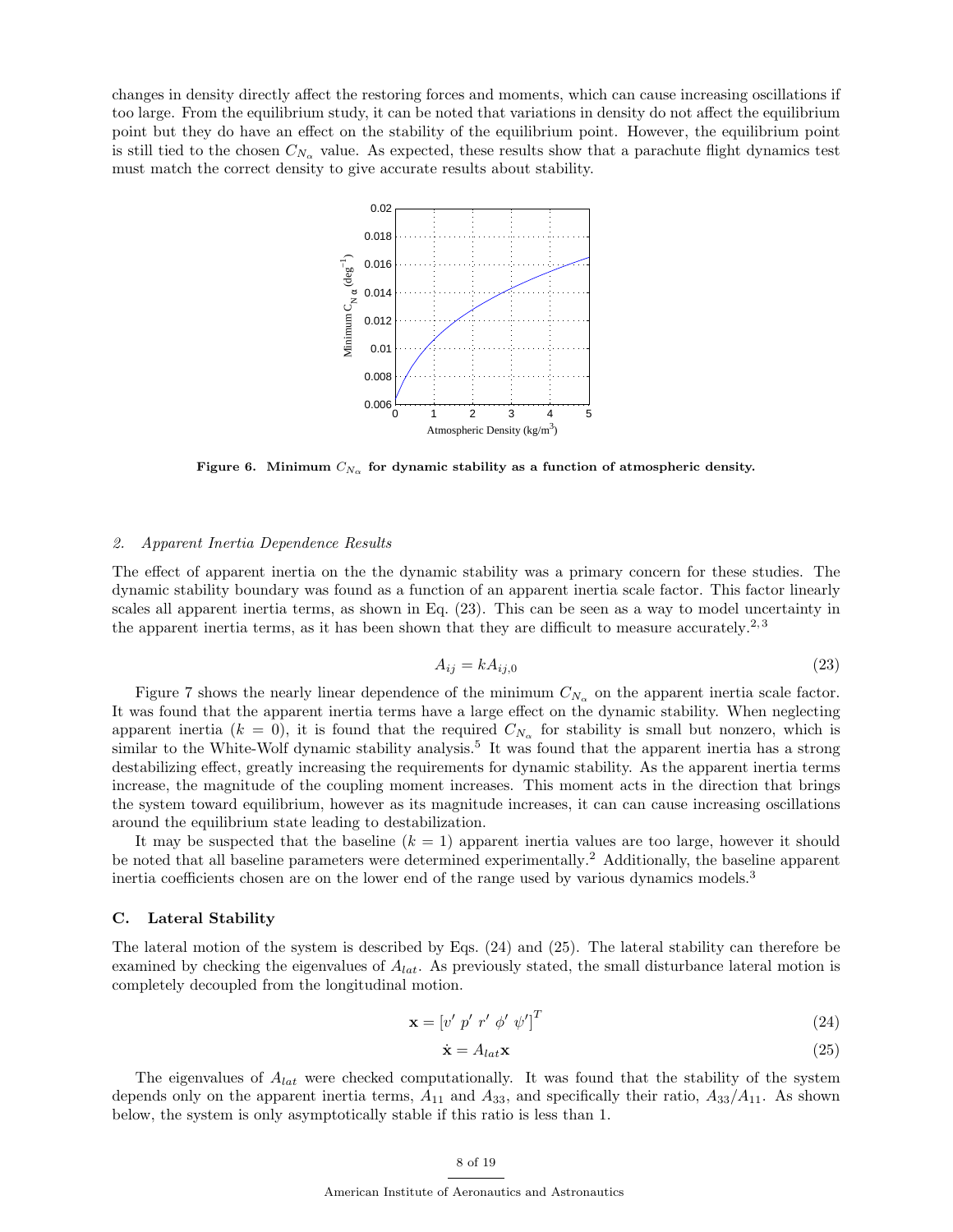changes in density directly affect the restoring forces and moments, which can cause increasing oscillations if too large. From the equilibrium study, it can be noted that variations in density do not affect the equilibrium point but they do have an effect on the stability of the equilibrium point. However, the equilibrium point is still tied to the chosen $C_{N_\alpha}$ value. As expected, these results show that a parachute flight dynamics test must match the correct density to give accurate results about stability.

**Figure 6. Minimum $C_{N_\alpha}$ for dynamic stability as a function of atmospheric density.**

*2. Apparent Inertia Dependence Results*

The effect of apparent inertia on the the dynamic stability was a primary concern for these studies. The dynamic stability boundary was found as a function of an apparent inertia scale factor. This factor linearly scales all apparent inertia terms, as shown in Eq. (23). This can be seen as a way to model uncertainty in the apparent inertia terms, as it has been shown that they are difficult to measure accurately.[2,3]

$$A_{ij} = kA_{ij,0} \tag{23}$$

Figure 7 shows the nearly linear dependence of the minimum $C_{N_\alpha}$ on the apparent inertia scale factor. It was found that the apparent inertia terms have a large effect on the dynamic stability. When neglecting apparent inertia ($k = 0$), it is found that the required $C_{N_\alpha}$ for stability is small but nonzero, which is similar to the White-Wolf dynamic stability analysis.[5] It was found that the apparent inertia has a strong destabilizing effect, greatly increasing the requirements for dynamic stability. As the apparent inertia terms increase, the magnitude of the coupling moment increases. This moment acts in the direction that brings the system toward equilibrium, however as its magnitude increases, it can can cause increasing oscillations around the equilibrium state leading to destabilization.

It may be suspected that the baseline ($k = 1$) apparent inertia values are too large, however it should be noted that all baseline parameters were determined experimentally.[2] Additionally, the baseline apparent inertia coefficients chosen are on the lower end of the range used by various dynamics models.[3]

## C. Lateral Stability

The lateral motion of the system is described by Eqs. (24) and (25). The lateral stability can therefore be examined by checking the eigenvalues of $A_{lat}$. As previously stated, the small disturbance lateral motion is completely decoupled from the longitudinal motion.

$$\mathbf{x} = [v' \ p' \ r' \ \phi' \ \psi']^T \tag{24}$$

$$\dot{\mathbf{x}} = A_{lat}\mathbf{x} \tag{25}$$

The eigenvalues of $A_{lat}$ were checked computationally. It was found that the stability of the system depends only on the apparent inertia terms, $A_{11}$ and $A_{33}$, and specifically their ratio, $A_{33}/A_{11}$. As shown below, the system is only asymptotically stable if this ratio is less than 1.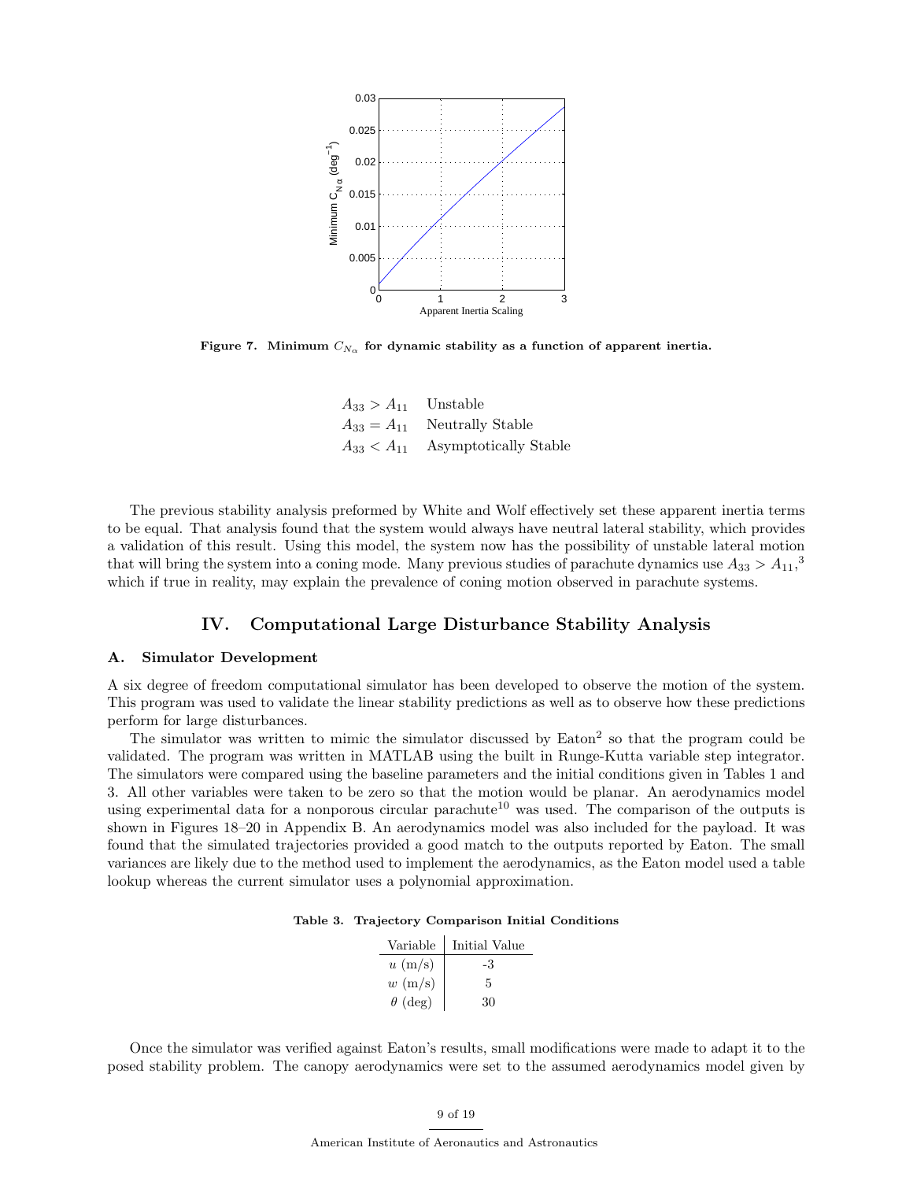**Figure 7. Minimum $C_{N_\alpha}$ for dynamic stability as a function of apparent inertia.**

| | |
|---|---|
| $A_{33} > A_{11}$ | Unstable |
| $A_{33} = A_{11}$ | Neutrally Stable |
| $A_{33} < A_{11}$ | Asymptotically Stable |

The previous stability analysis preformed by White and Wolf effectively set these apparent inertia terms to be equal. That analysis found that the system would always have neutral lateral stability, which provides a validation of this result. Using this model, the system now has the possibility of unstable lateral motion that will bring the system into a coning mode. Many previous studies of parachute dynamics use $A_{33} > A_{11}$,[3] which if true in reality, may explain the prevalence of coning motion observed in parachute systems.

## IV. Computational Large Disturbance Stability Analysis

### A. Simulator Development

A six degree of freedom computational simulator has been developed to observe the motion of the system. This program was used to validate the linear stability predictions as well as to observe how these predictions perform for large disturbances.

The simulator was written to mimic the simulator discussed by Eaton[2] so that the program could be validated. The program was written in MATLAB using the built in Runge-Kutta variable step integrator. The simulators were compared using the baseline parameters and the initial conditions given in Tables 1 and 3. All other variables were taken to be zero so that the motion would be planar. An aerodynamics model using experimental data for a nonporous circular parachute[10] was used. The comparison of the outputs is shown in Figures 18–20 in Appendix B. An aerodynamics model was also included for the payload. It was found that the simulated trajectories provided a good match to the outputs reported by Eaton. The small variances are likely due to the method used to implement the aerodynamics, as the Eaton model used a table lookup whereas the current simulator uses a polynomial approximation.

**Table 3. Trajectory Comparison Initial Conditions**

| Variable | Initial Value |
|---|---|
| $u$ (m/s) | -3 |
| $w$ (m/s) | 5 |
| $\theta$ (deg) | 30 |

Once the simulator was verified against Eaton's results, small modifications were made to adapt it to the posed stability problem. The canopy aerodynamics were set to the assumed aerodynamics model given by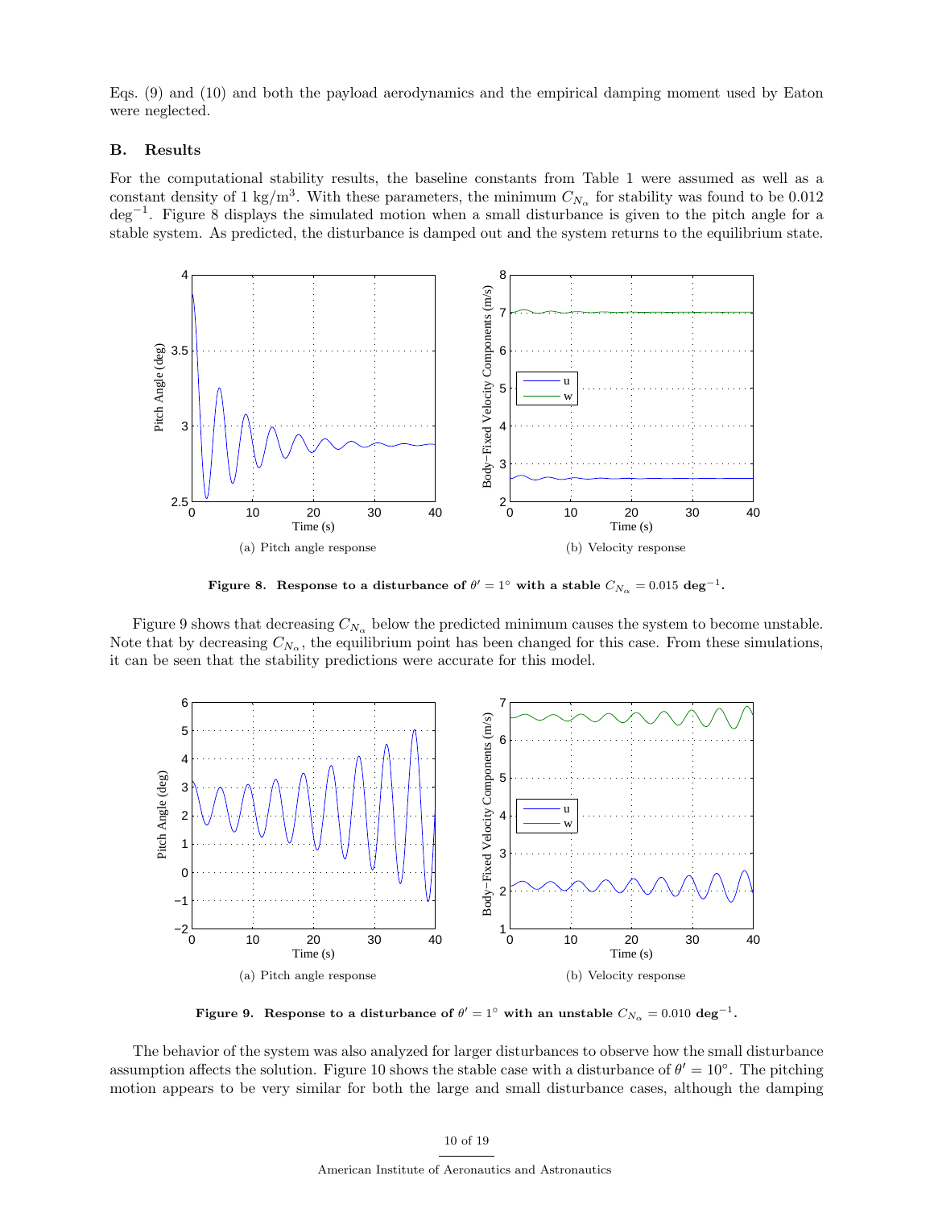Eqs. (9) and (10) and both the payload aerodynamics and the empirical damping moment used by Eaton were neglected.

### B. Results

For the computational stability results, the baseline constants from Table 1 were assumed as well as a constant density of 1 kg/m$^3$. With these parameters, the minimum $C_{N_\alpha}$ for stability was found to be 0.012 deg$^{-1}$. Figure 8 displays the simulated motion when a small disturbance is given to the pitch angle for a stable system. As predicted, the disturbance is damped out and the system returns to the equilibrium state.

(a) Pitch angle response

(b) Velocity response

**Figure 8. Response to a disturbance of $\theta' = 1°$ with a stable $C_{N_\alpha} = 0.015$ deg$^{-1}$.**

Figure 9 shows that decreasing $C_{N_\alpha}$ below the predicted minimum causes the system to become unstable. Note that by decreasing $C_{N_\alpha}$, the equilibrium point has been changed for this case. From these simulations, it can be seen that the stability predictions were accurate for this model.

(a) Pitch angle response

(b) Velocity response

**Figure 9. Response to a disturbance of $\theta' = 1°$ with an unstable $C_{N_\alpha} = 0.010$ deg$^{-1}$.**

The behavior of the system was also analyzed for larger disturbances to observe how the small disturbance assumption affects the solution. Figure 10 shows the stable case with a disturbance of $\theta' = 10°$. The pitching motion appears to be very similar for both the large and small disturbance cases, although the damping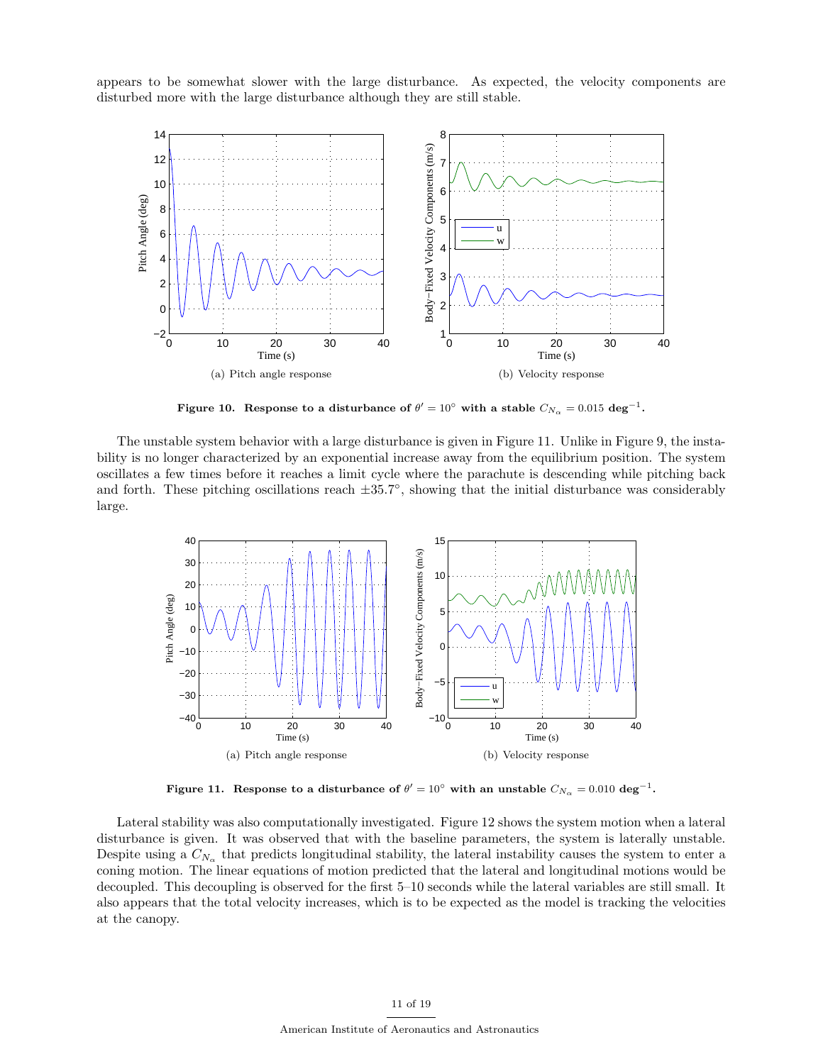appears to be somewhat slower with the large disturbance. As expected, the velocity components are disturbed more with the large disturbance although they are still stable.

(a) Pitch angle response

(b) Velocity response

**Figure 10. Response to a disturbance of $\theta' = 10^\circ$ with a stable $C_{N_\alpha} = 0.015$ deg$^{-1}$.**

The unstable system behavior with a large disturbance is given in Figure 11. Unlike in Figure 9, the instability is no longer characterized by an exponential increase away from the equilibrium position. The system oscillates a few times before it reaches a limit cycle where the parachute is descending while pitching back and forth. These pitching oscillations reach $\pm 35.7^\circ$, showing that the initial disturbance was considerably large.

(a) Pitch angle response

(b) Velocity response

**Figure 11. Response to a disturbance of $\theta' = 10^\circ$ with an unstable $C_{N_\alpha} = 0.010$ deg$^{-1}$.**

Lateral stability was also computationally investigated. Figure 12 shows the system motion when a lateral disturbance is given. It was observed that with the baseline parameters, the system is laterally unstable. Despite using a $C_{N_\alpha}$ that predicts longitudinal stability, the lateral instability causes the system to enter a coning motion. The linear equations of motion predicted that the lateral and longitudinal motions would be decoupled. This decoupling is observed for the first 5–10 seconds while the lateral variables are still small. It also appears that the total velocity increases, which is to be expected as the model is tracking the velocities at the canopy.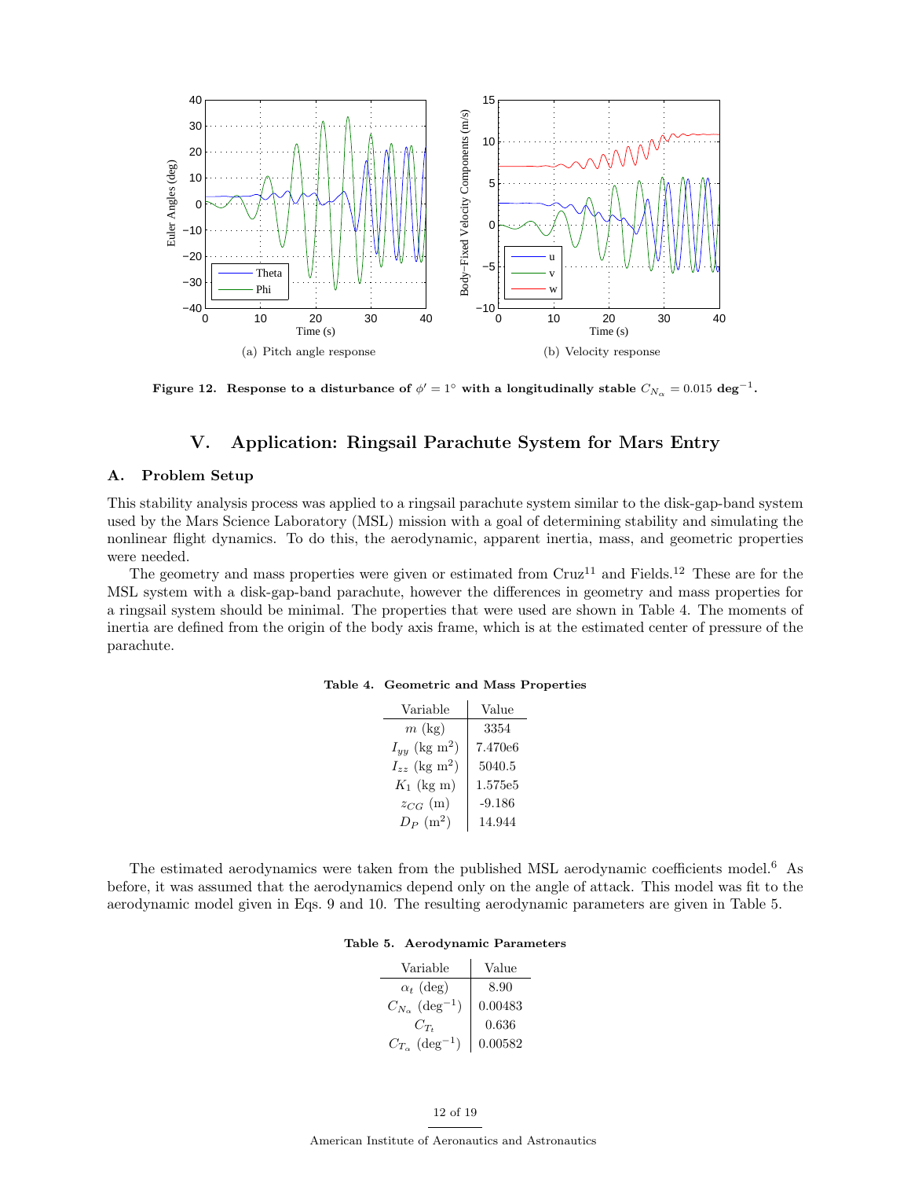(a) Pitch angle response

(b) Velocity response

**Figure 12. Response to a disturbance of $\phi' = 1°$ with a longitudinally stable $C_{N_\alpha} = 0.015$ deg$^{-1}$.**

## V. Application: Ringsail Parachute System for Mars Entry

### A. Problem Setup

This stability analysis process was applied to a ringsail parachute system similar to the disk-gap-band system used by the Mars Science Laboratory (MSL) mission with a goal of determining stability and simulating the nonlinear flight dynamics. To do this, the aerodynamic, apparent inertia, mass, and geometric properties were needed.

The geometry and mass properties were given or estimated from Cruz[11] and Fields.[12] These are for the MSL system with a disk-gap-band parachute, however the differences in geometry and mass properties for a ringsail system should be minimal. The properties that were used are shown in Table 4. The moments of inertia are defined from the origin of the body axis frame, which is at the estimated center of pressure of the parachute.

**Table 4. Geometric and Mass Properties**

| Variable | Value |
|---|---|
| $m$ (kg) | 3354 |
| $I_{yy}$ (kg m$^2$) | 7.470e6 |
| $I_{zz}$ (kg m$^2$) | 5040.5 |
| $K_1$ (kg m) | 1.575e5 |
| $z_{CG}$ (m) | -9.186 |
| $D_P$ (m$^2$) | 14.944 |

The estimated aerodynamics were taken from the published MSL aerodynamic coefficients model.[6] As before, it was assumed that the aerodynamics depend only on the angle of attack. This model was fit to the aerodynamic model given in Eqs. 9 and 10. The resulting aerodynamic parameters are given in Table 5.

**Table 5. Aerodynamic Parameters**

| Variable | Value |
|---|---|
| $\alpha_t$ (deg) | 8.90 |
| $C_{N_\alpha}$ (deg$^{-1}$) | 0.00483 |
| $C_{T_t}$ | 0.636 |
| $C_{T_\alpha}$ (deg$^{-1}$) | 0.00582 |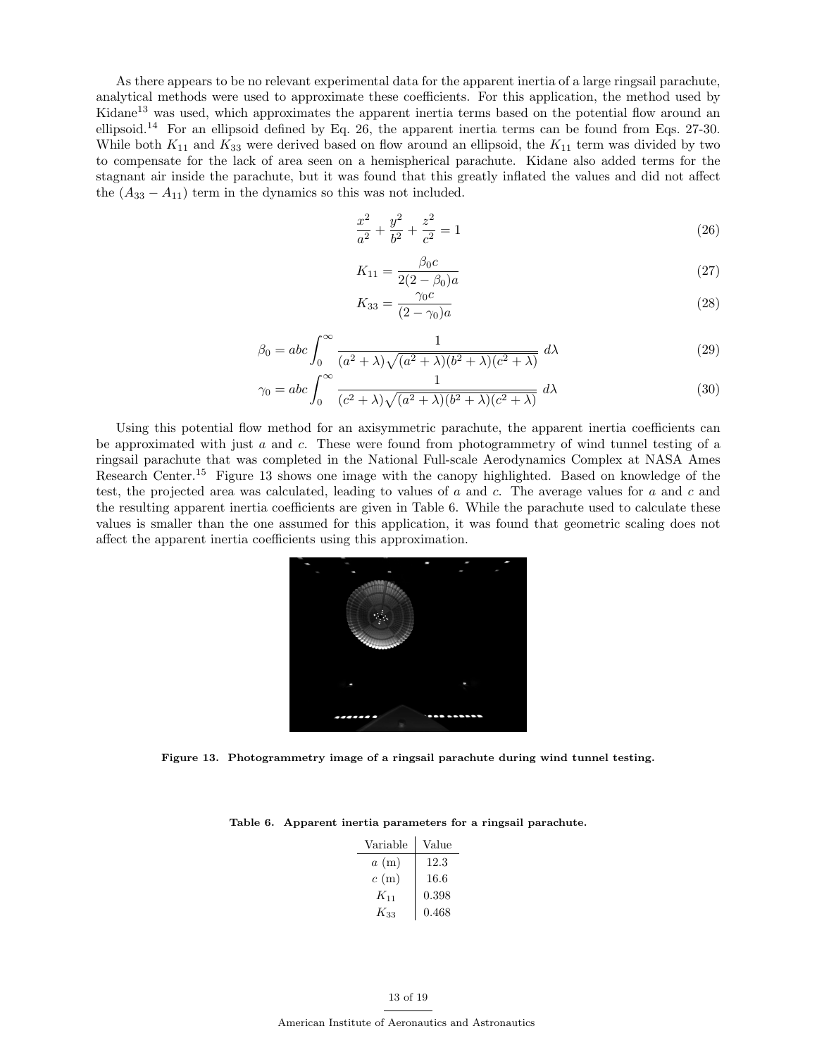As there appears to be no relevant experimental data for the apparent inertia of a large ringsail parachute, analytical methods were used to approximate these coefficients. For this application, the method used by Kidane[13] was used, which approximates the apparent inertia terms based on the potential flow around an ellipsoid.[14] For an ellipsoid defined by Eq. 26, the apparent inertia terms can be found from Eqs. 27-30. While both $K_{11}$ and $K_{33}$ were derived based on flow around an ellipsoid, the $K_{11}$ term was divided by two to compensate for the lack of area seen on a hemispherical parachute. Kidane also added terms for the stagnant air inside the parachute, but it was found that this greatly inflated the values and did not affect the $(A_{33} - A_{11})$ term in the dynamics so this was not included.

$$\frac{x^2}{a^2} + \frac{y^2}{b^2} + \frac{z^2}{c^2} = 1 \tag{26}$$

$$K_{11} = \frac{\beta_0 c}{2(2 - \beta_0)a} \tag{27}$$

$$K_{33} = \frac{\gamma_0 c}{(2 - \gamma_0)a} \tag{28}$$

$$\beta_0 = abc \int_0^\infty \frac{1}{(a^2 + \lambda)\sqrt{(a^2 + \lambda)(b^2 + \lambda)(c^2 + \lambda)}} \, d\lambda \tag{29}$$

$$\gamma_0 = abc \int_0^\infty \frac{1}{(c^2 + \lambda)\sqrt{(a^2 + \lambda)(b^2 + \lambda)(c^2 + \lambda)}} \, d\lambda \tag{30}$$

Using this potential flow method for an axisymmetric parachute, the apparent inertia coefficients can be approximated with just $a$ and $c$. These were found from photogrammetry of wind tunnel testing of a ringsail parachute that was completed in the National Full-scale Aerodynamics Complex at NASA Ames Research Center.[15] Figure 13 shows one image with the canopy highlighted. Based on knowledge of the test, the projected area was calculated, leading to values of $a$ and $c$. The average values for $a$ and $c$ and the resulting apparent inertia coefficients are given in Table 6. While the parachute used to calculate these values is smaller than the one assumed for this application, it was found that geometric scaling does not affect the apparent inertia coefficients using this approximation.

**Figure 13. Photogrammetry image of a ringsail parachute during wind tunnel testing.**

**Table 6. Apparent inertia parameters for a ringsail parachute.**

| Variable | Value |
|---|---|
| $a$ (m) | 12.3 |
| $c$ (m) | 16.6 |
| $K_{11}$ | 0.398 |
| $K_{33}$ | 0.468 |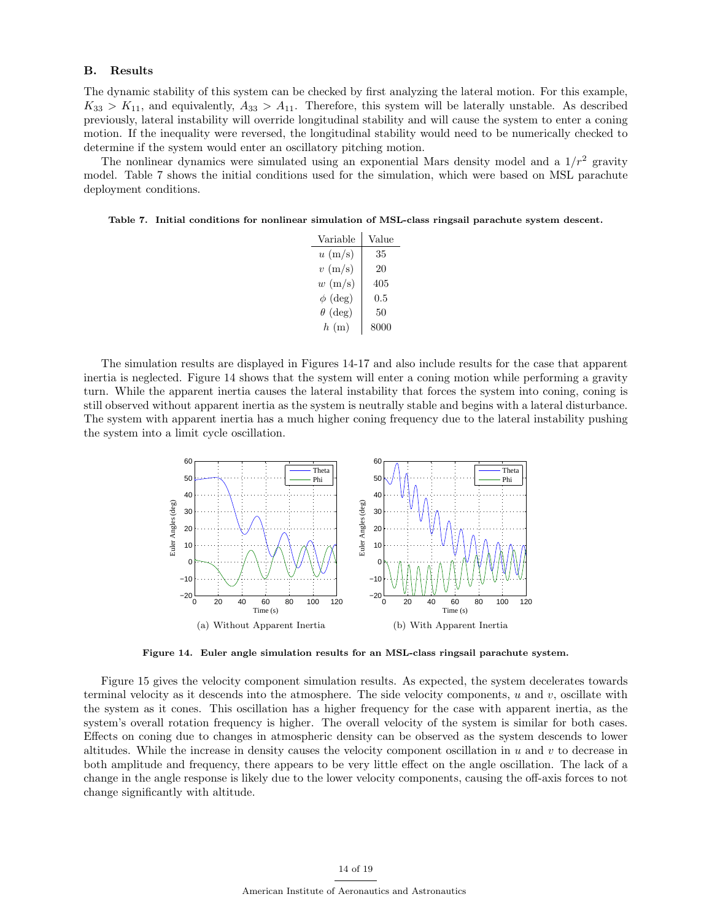### B. Results

The dynamic stability of this system can be checked by first analyzing the lateral motion. For this example, $K_{33} > K_{11}$, and equivalently, $A_{33} > A_{11}$. Therefore, this system will be laterally unstable. As described previously, lateral instability will override longitudinal stability and will cause the system to enter a coning motion. If the inequality were reversed, the longitudinal stability would need to be numerically checked to determine if the system would enter an oscillatory pitching motion.

The nonlinear dynamics were simulated using an exponential Mars density model and a $1/r^2$ gravity model. Table 7 shows the initial conditions used for the simulation, which were based on MSL parachute deployment conditions.

**Table 7. Initial conditions for nonlinear simulation of MSL-class ringsail parachute system descent.**

| Variable | Value |
|---|---|
| $u$ (m/s) | 35 |
| $v$ (m/s) | 20 |
| $w$ (m/s) | 405 |
| $\phi$ (deg) | 0.5 |
| $\theta$ (deg) | 50 |
| $h$ (m) | 8000 |

The simulation results are displayed in Figures 14-17 and also include results for the case that apparent inertia is neglected. Figure 14 shows that the system will enter a coning motion while performing a gravity turn. While the apparent inertia causes the lateral instability that forces the system into coning, coning is still observed without apparent inertia as the system is neutrally stable and begins with a lateral disturbance. The system with apparent inertia has a much higher coning frequency due to the lateral instability pushing the system into a limit cycle oscillation.

(a) Without Apparent Inertia

(b) With Apparent Inertia

**Figure 14. Euler angle simulation results for an MSL-class ringsail parachute system.**

Figure 15 gives the velocity component simulation results. As expected, the system decelerates towards terminal velocity as it descends into the atmosphere. The side velocity components, $u$ and $v$, oscillate with the system as it cones. This oscillation has a higher frequency for the case with apparent inertia, as the system's overall rotation frequency is higher. The overall velocity of the system is similar for both cases. Effects on coning due to changes in atmospheric density can be observed as the system descends to lower altitudes. While the increase in density causes the velocity component oscillation in $u$ and $v$ to decrease in both amplitude and frequency, there appears to be very little effect on the angle oscillation. The lack of a change in the angle response is likely due to the lower velocity components, causing the off-axis forces to not change significantly with altitude.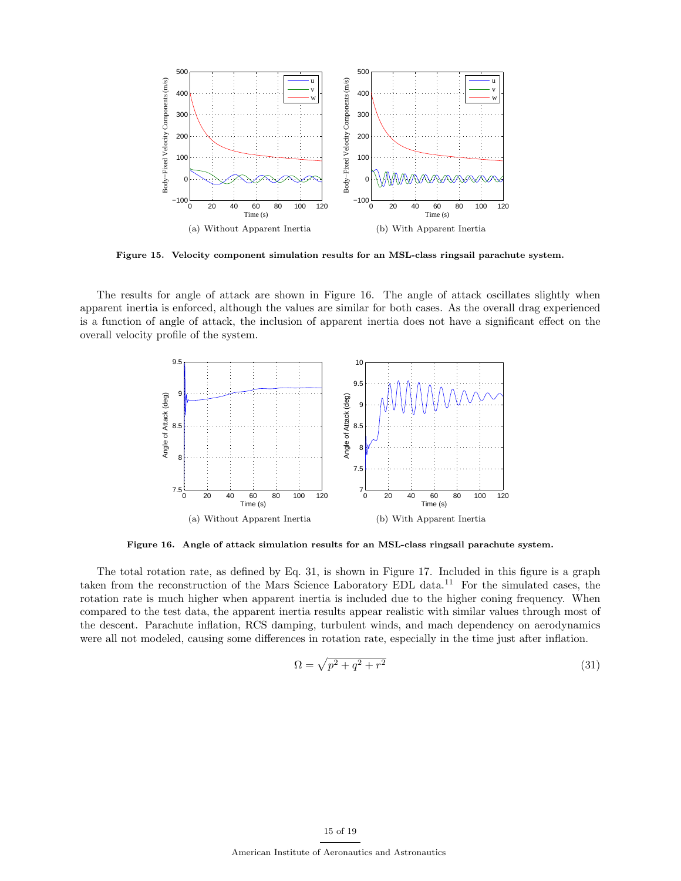(a) Without Apparent Inertia

(b) With Apparent Inertia

**Figure 15. Velocity component simulation results for an MSL-class ringsail parachute system.**

The results for angle of attack are shown in Figure 16. The angle of attack oscillates slightly when apparent inertia is enforced, although the values are similar for both cases. As the overall drag experienced is a function of angle of attack, the inclusion of apparent inertia does not have a significant effect on the overall velocity profile of the system.

(a) Without Apparent Inertia

(b) With Apparent Inertia

**Figure 16. Angle of attack simulation results for an MSL-class ringsail parachute system.**

The total rotation rate, as defined by Eq. 31, is shown in Figure 17. Included in this figure is a graph taken from the reconstruction of the Mars Science Laboratory EDL data.[11] For the simulated cases, the rotation rate is much higher when apparent inertia is included due to the higher coning frequency. When compared to the test data, the apparent inertia results appear realistic with similar values through most of the descent. Parachute inflation, RCS damping, turbulent winds, and mach dependency on aerodynamics were all not modeled, causing some differences in rotation rate, especially in the time just after inflation.

$$\Omega = \sqrt{p^2 + q^2 + r^2} \tag{31}$$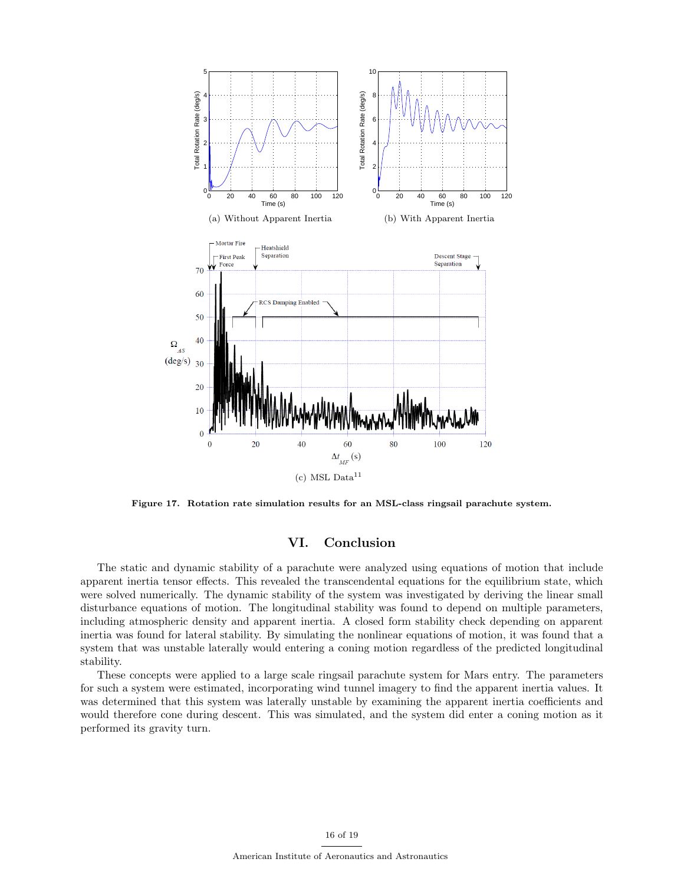(a) Without Apparent Inertia

(b) With Apparent Inertia

(c) MSL Data[11]

**Figure 17. Rotation rate simulation results for an MSL-class ringsail parachute system.**

# VI. Conclusion

The static and dynamic stability of a parachute were analyzed using equations of motion that include apparent inertia tensor effects. This revealed the transcendental equations for the equilibrium state, which were solved numerically. The dynamic stability of the system was investigated by deriving the linear small disturbance equations of motion. The longitudinal stability was found to depend on multiple parameters, including atmospheric density and apparent inertia. A closed form stability check depending on apparent inertia was found for lateral stability. By simulating the nonlinear equations of motion, it was found that a system that was unstable laterally would entering a coning motion regardless of the predicted longitudinal stability.

These concepts were applied to a large scale ringsail parachute system for Mars entry. The parameters for such a system were estimated, incorporating wind tunnel imagery to find the apparent inertia values. It was determined that this system was laterally unstable by examining the apparent inertia coefficients and would therefore cone during descent. This was simulated, and the system did enter a coning motion as it performed its gravity turn.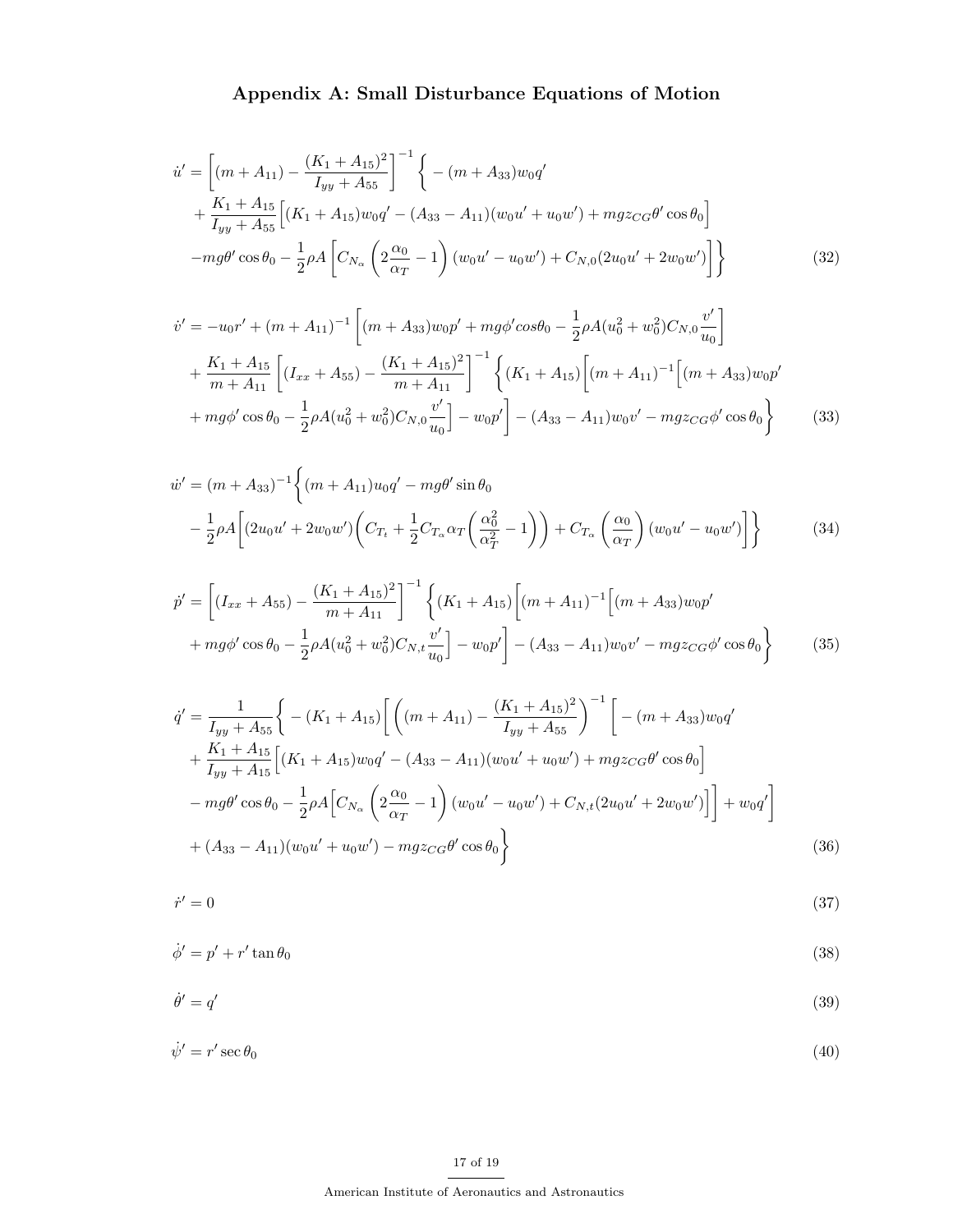## Appendix A: Small Disturbance Equations of Motion

$$
\begin{aligned}
\dot{u}' = &\left[(m + A_{11}) - \frac{(K_1 + A_{15})^2}{I_{yy} + A_{55}}\right]^{-1} \Bigg\{ - (m + A_{33}) w_0 q' \\
&+ \frac{K_1 + A_{15}}{I_{yy} + A_{55}} \Big[ (K_1 + A_{15}) w_0 q' - (A_{33} - A_{11})(w_0 u' + u_0 w') + mgz_{CG} \theta' \cos\theta_0 \Big] \\
&- mg\theta' \cos\theta_0 - \frac{1}{2}\rho A \left[ C_{N_\alpha} \left( 2\frac{\alpha_0}{\alpha_T} - 1 \right)(w_0 u' - u_0 w') + C_{N,0}(2u_0 u' + 2w_0 w') \right] \Bigg\}
\end{aligned} \tag{32}
$$

$$
\begin{aligned}
\dot{v}' = &-u_0 r' + (m + A_{11})^{-1} \left[ (m + A_{33}) w_0 p' + mg\phi' cos\theta_0 - \frac{1}{2}\rho A (u_0^2 + w_0^2) C_{N,0} \frac{v'}{u_0} \right] \\
&+ \frac{K_1 + A_{15}}{m + A_{11}} \left[ (I_{xx} + A_{55}) - \frac{(K_1 + A_{15})^2}{m + A_{11}} \right]^{-1} \Bigg\{ (K_1 + A_{15}) \Big[ (m + A_{11})^{-1} \Big[ (m + A_{33}) w_0 p' \\
&+ mg\phi' \cos\theta_0 - \frac{1}{2}\rho A (u_0^2 + w_0^2) C_{N,0} \frac{v'}{u_0} \Big] - w_0 p' \Big] - (A_{33} - A_{11}) w_0 v' - mgz_{CG} \phi' \cos\theta_0 \Bigg\}
\end{aligned} \tag{33}
$$

$$
\begin{aligned}
\dot{w}' = &(m + A_{33})^{-1} \Bigg\{ (m + A_{11}) u_0 q' - mg\theta' \sin\theta_0 \\
&- \frac{1}{2}\rho A \Bigg[ (2u_0 u' + 2w_0 w') \Bigg( C_{T_t} + \frac{1}{2} C_{T_\alpha} \alpha_T \Bigg( \frac{\alpha_0^2}{\alpha_T^2} - 1 \Bigg) \Bigg) + C_{T_\alpha} \left( \frac{\alpha_0}{\alpha_T} \right)(w_0 u' - u_0 w') \Bigg] \Bigg\}
\end{aligned} \tag{34}
$$

$$
\begin{aligned}
\dot{p}' = &\left[ (I_{xx} + A_{55}) - \frac{(K_1 + A_{15})^2}{m + A_{11}} \right]^{-1} \Bigg\{ (K_1 + A_{15}) \Big[ (m + A_{11})^{-1} \Big[ (m + A_{33}) w_0 p' \\
&+ mg\phi' \cos\theta_0 - \frac{1}{2}\rho A (u_0^2 + w_0^2) C_{N,t} \frac{v'}{u_0} \Big] - w_0 p' \Big] - (A_{33} - A_{11}) w_0 v' - mgz_{CG} \phi' \cos\theta_0 \Bigg\}
\end{aligned} \tag{35}
$$

$$
\begin{aligned}
\dot{q}' = &\frac{1}{I_{yy} + A_{55}} \Bigg\{ - (K_1 + A_{15}) \Bigg[ \left( (m + A_{11}) - \frac{(K_1 + A_{15})^2}{I_{yy} + A_{55}} \right)^{-1} \Big[ - (m + A_{33}) w_0 q' \\
&+ \frac{K_1 + A_{15}}{I_{yy} + A_{15}} \Big[ (K_1 + A_{15}) w_0 q' - (A_{33} - A_{11})(w_0 u' + u_0 w') + mgz_{CG} \theta' \cos\theta_0 \Big] \\
&- mg\theta' \cos\theta_0 - \frac{1}{2}\rho A \Big[ C_{N_\alpha} \left( 2\frac{\alpha_0}{\alpha_T} - 1 \right)(w_0 u' - u_0 w') + C_{N,t}(2u_0 u' + 2w_0 w') \Big] \Big] + w_0 q' \Bigg] \\
&+ (A_{33} - A_{11})(w_0 u' + u_0 w') - mgz_{CG} \theta' \cos\theta_0 \Bigg\}
\end{aligned} \tag{36}
$$

$$
\dot{r}' = 0 \tag{37}
$$

$$
\dot{\phi}' = p' + r' \tan\theta_0 \tag{38}
$$

$$
\dot{\theta}' = q' \tag{39}
$$

$$
\dot{\psi}' = r' \sec\theta_0 \tag{40}
$$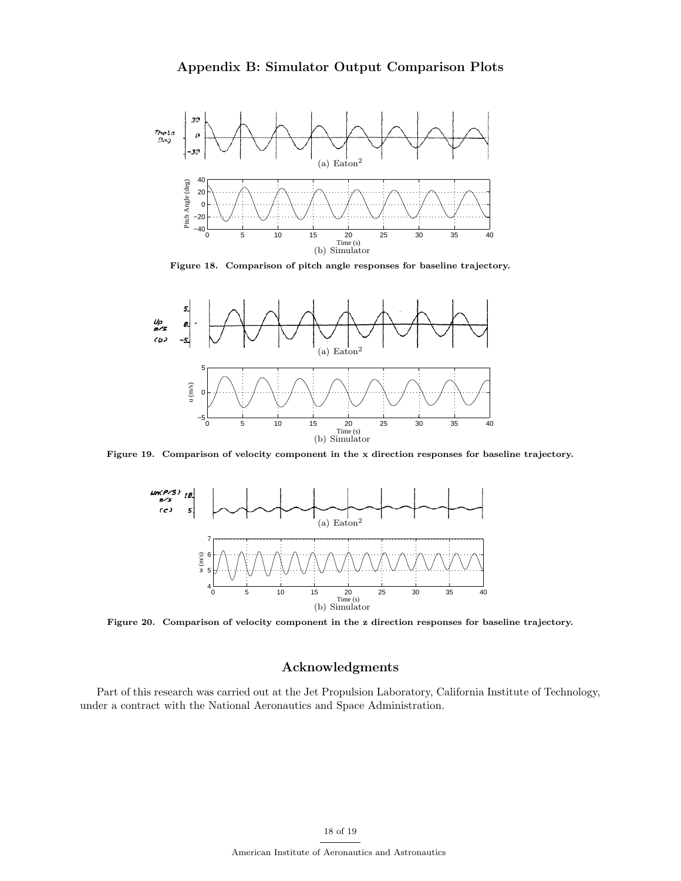## Appendix B: Simulator Output Comparison Plots

(a) Eaton[2]

(b) Simulator

**Figure 18. Comparison of pitch angle responses for baseline trajectory.**

(a) Eaton[2]

(b) Simulator

**Figure 19. Comparison of velocity component in the x direction responses for baseline trajectory.**

(a) Eaton[2]

(b) Simulator

**Figure 20. Comparison of velocity component in the z direction responses for baseline trajectory.**

## Acknowledgments

Part of this research was carried out at the Jet Propulsion Laboratory, California Institute of Technology, under a contract with the National Aeronautics and Space Administration.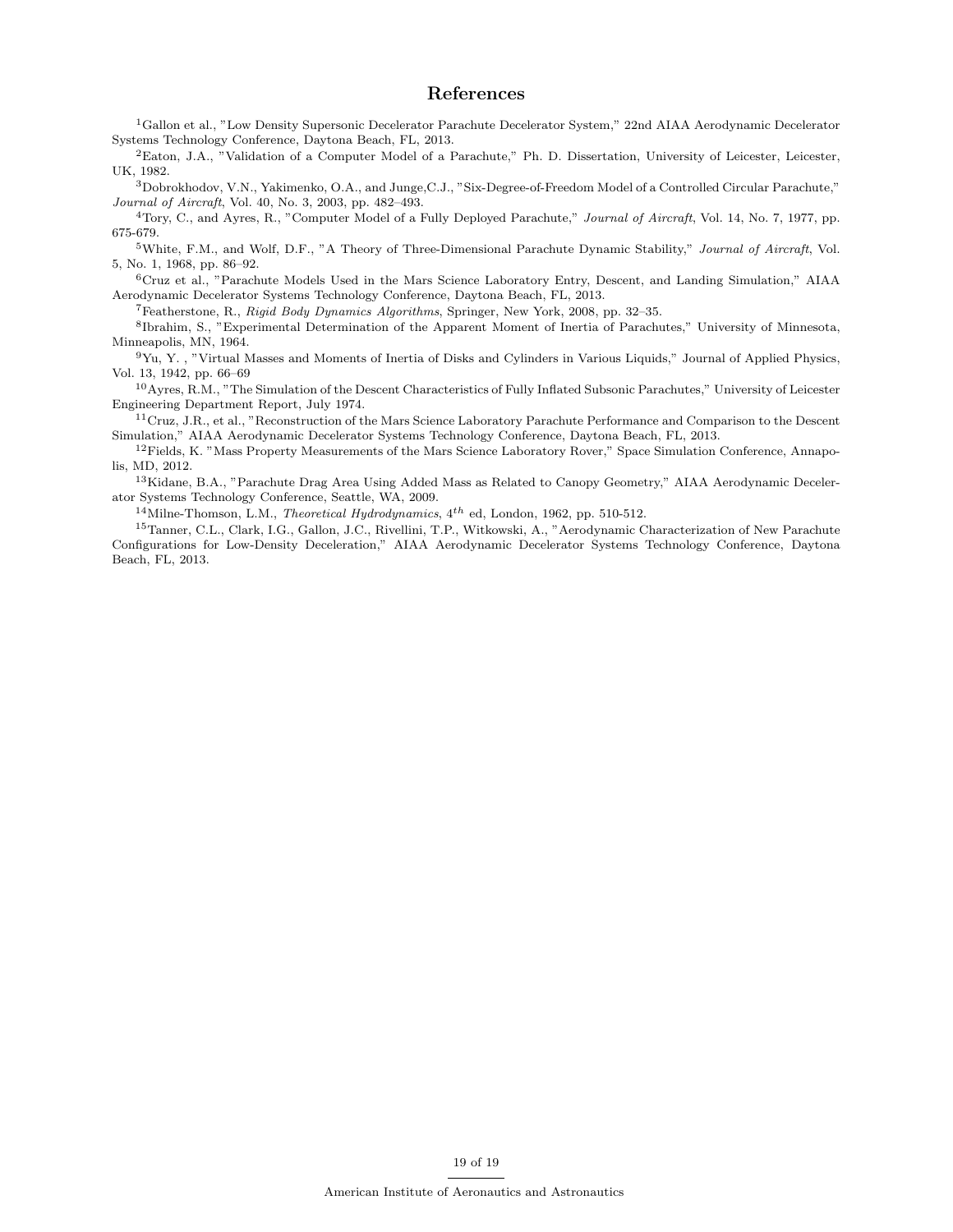## References

[1] Gallon et al., "Low Density Supersonic Decelerator Parachute Decelerator System," 22nd AIAA Aerodynamic Decelerator Systems Technology Conference, Daytona Beach, FL, 2013.

[2] Eaton, J.A., "Validation of a Computer Model of a Parachute," Ph. D. Dissertation, University of Leicester, Leicester, UK, 1982.

[3] Dobrokhodov, V.N., Yakimenko, O.A., and Junge,C.J., "Six-Degree-of-Freedom Model of a Controlled Circular Parachute," *Journal of Aircraft*, Vol. 40, No. 3, 2003, pp. 482–493.

[4] Tory, C., and Ayres, R., "Computer Model of a Fully Deployed Parachute," *Journal of Aircraft*, Vol. 14, No. 7, 1977, pp. 675-679.

[5] White, F.M., and Wolf, D.F., "A Theory of Three-Dimensional Parachute Dynamic Stability," *Journal of Aircraft*, Vol. 5, No. 1, 1968, pp. 86–92.

[6] Cruz et al., "Parachute Models Used in the Mars Science Laboratory Entry, Descent, and Landing Simulation," AIAA Aerodynamic Decelerator Systems Technology Conference, Daytona Beach, FL, 2013.

[7] Featherstone, R., *Rigid Body Dynamics Algorithms*, Springer, New York, 2008, pp. 32–35.

[8] Ibrahim, S., "Experimental Determination of the Apparent Moment of Inertia of Parachutes," University of Minnesota, Minneapolis, MN, 1964.

[9] Yu, Y. , "Virtual Masses and Moments of Inertia of Disks and Cylinders in Various Liquids," Journal of Applied Physics, Vol. 13, 1942, pp. 66–69

[10] Ayres, R.M., "The Simulation of the Descent Characteristics of Fully Inflated Subsonic Parachutes," University of Leicester Engineering Department Report, July 1974.

[11] Cruz, J.R., et al., "Reconstruction of the Mars Science Laboratory Parachute Performance and Comparison to the Descent Simulation," AIAA Aerodynamic Decelerator Systems Technology Conference, Daytona Beach, FL, 2013.

[12] Fields, K. "Mass Property Measurements of the Mars Science Laboratory Rover," Space Simulation Conference, Annapolis, MD, 2012.

[13] Kidane, B.A., "Parachute Drag Area Using Added Mass as Related to Canopy Geometry," AIAA Aerodynamic Decelerator Systems Technology Conference, Seattle, WA, 2009.

[14] Milne-Thomson, L.M., *Theoretical Hydrodynamics*, $4^{th}$ ed, London, 1962, pp. 510-512.

[15] Tanner, C.L., Clark, I.G., Gallon, J.C., Rivellini, T.P., Witkowski, A., "Aerodynamic Characterization of New Parachute Configurations for Low-Density Deceleration," AIAA Aerodynamic Decelerator Systems Technology Conference, Daytona Beach, FL, 2013.